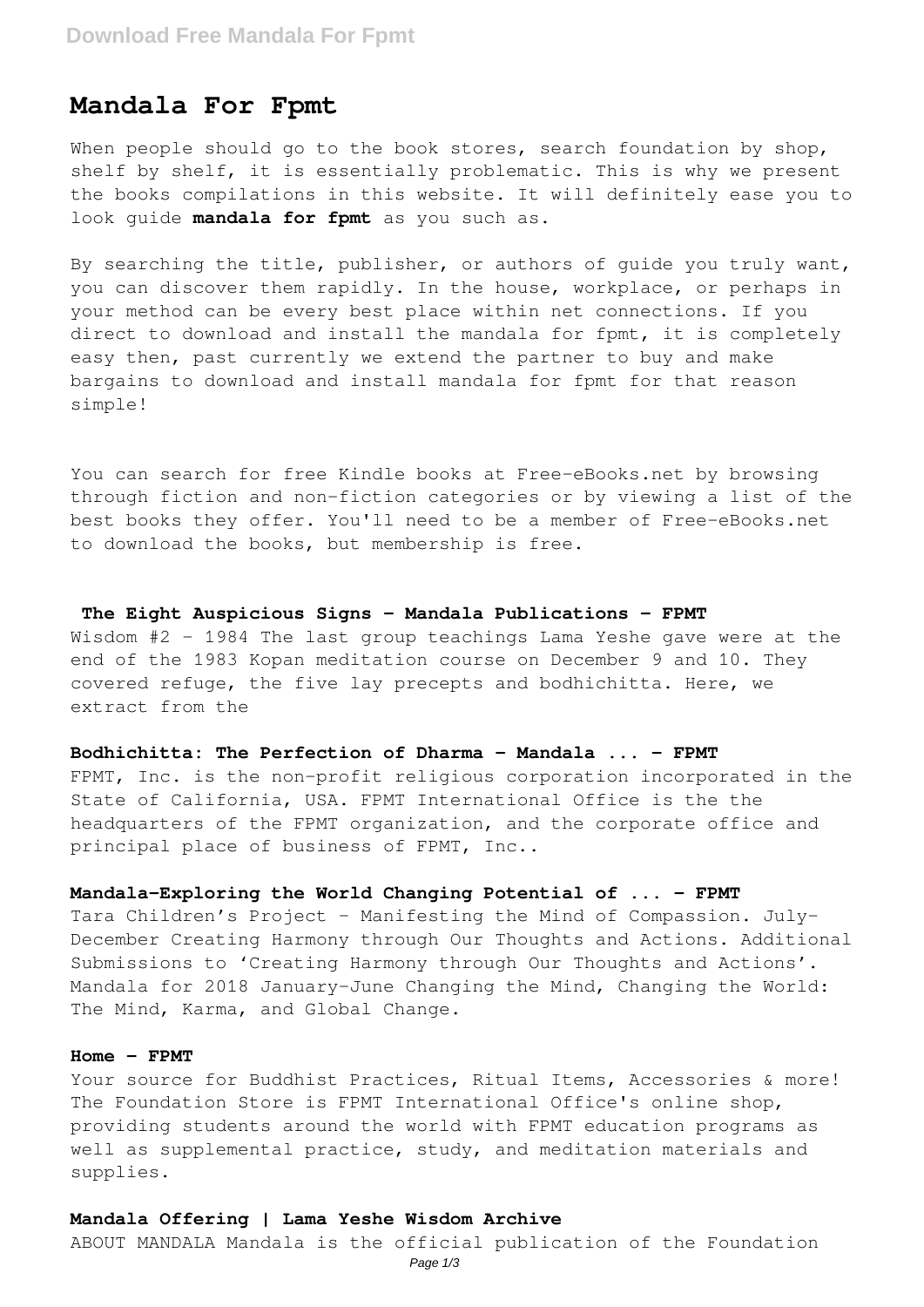# Mandala For Fpmt

When people should go to the book stores, search foundation by shop, shelf by shelf, it is essentially problematic. This is why we present the books compilations in this website. It will definitely ease you to look guide **mandala for fpmt** as you such as.

By searching the title, publisher, or authors of guide you truly want, you can discover them rapidly. In the house, workplace, or perhaps in your method can be every best place within net connections. If you direct to download and install the mandala for fpmt, it is completely easy then, past currently we extend the partner to buy and make bargains to download and install mandala for fpmt for that reason simple!

You can search for free Kindle books at Free-eBooks.net by browsing through fiction and non-fiction categories or by viewing a list of the best books they offer. You'll need to be a member of Free-eBooks.net to download the books, but membership is free.

### The Eight Auspicious Signs - Mandala Publications - FPMT

Wisdom #2 - 1984 The last group teachings Lama Yeshe gave were at the end of the 1983 Kopan meditation course on December 9 and 10. They covered refuge, the five lay precepts and bodhichitta. Here, we extract from the

### Bodhichitta: The Perfection of Dharma - Mandala ... - FPMT

FPMT, Inc. is the non-profit religious corporation incorporated in the State of California, USA. FPMT International Office is the the headquarters of the FPMT organization, and the corporate office and principal place of business of FPMT, Inc..

### Mandala-Exploring the World Changing Potential of ... - FPMT

Tara Children's Project – Manifesting the Mind of Compassion. July-December Creating Harmony through Our Thoughts and Actions. Additional Submissions to 'Creating Harmony through Our Thoughts and Actions'. Mandala for 2018 January-June Changing the Mind, Changing the World: The Mind, Karma, and Global Change.

### Home - FPMT

Your source for Buddhist Practices, Ritual Items, Accessories & more! The Foundation Store is FPMT International Office's online shop, providing students around the world with FPMT education programs as well as supplemental practice, study, and meditation materials and supplies.

### Mandala Offering | Lama Yeshe Wisdom Archive

ABOUT MANDALA Mandala is the official publication of the Foundation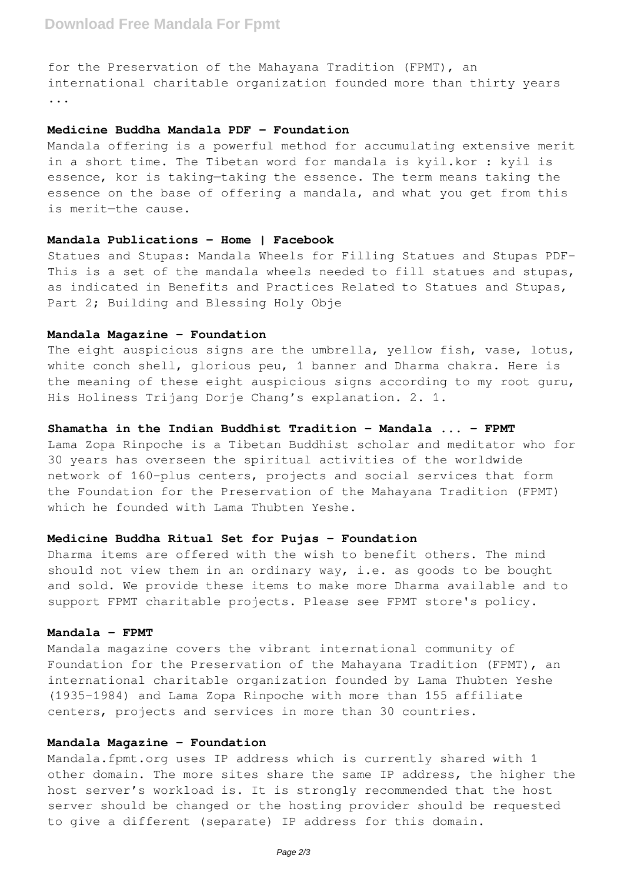for the Preservation of the Mahayana Tradition (FPMT), an international charitable organization founded more than thirty years ...

### Medicine Buddha Mandala PDF - Foundation

Mandala offering is a powerful method for accumulating extensive merit in a short time. The Tibetan word for mandala is kyil.kor : kyil is essence, kor is taking—taking the essence. The term means taking the essence on the base of offering a mandala, and what you get from this is merit—the cause.

### Mandala Publications - Home | Facebook

Statues and Stupas: Mandala Wheels for Filling Statues and Stupas PDF- This is a set of the mandala wheels needed to fill statues and stupas, as indicated in Benefits and Practices Related to Statues and Stupas, Part 2; Building and Blessing Holy Obje

### Mandala Magazine - Foundation

The eight auspicious signs are the umbrella, yellow fish, vase, lotus, white conch shell, glorious peu, 1 banner and Dharma chakra. Here is the meaning of these eight auspicious signs according to my root guru, His Holiness Trijang Dorje Chang's explanation. 2. 1.

### Shamatha in the Indian Buddhist Tradition - Mandala ... - FPMT

Lama Zopa Rinpoche is a Tibetan Buddhist scholar and meditator who for 30 years has overseen the spiritual activities of the worldwide network of 160-plus centers, projects and social services that form the Foundation for the Preservation of the Mahayana Tradition (FPMT) which he founded with Lama Thubten Yeshe.

### Medicine Buddha Ritual Set for Pujas - Foundation

Dharma items are offered with the wish to benefit others. The mind should not view them in an ordinary way, i.e. as goods to be bought and sold. We provide these items to make more Dharma available and to support FPMT charitable projects. Please see FPMT store's policy.

### Mandala - FPMT

Mandala magazine covers the vibrant international community of Foundation for the Preservation of the Mahayana Tradition (FPMT), an international charitable organization founded by Lama Thubten Yeshe (1935-1984) and Lama Zopa Rinpoche with more than 155 affiliate centers, projects and services in more than 30 countries.

### Mandala Magazine - Foundation

Mandala.fpmt.org uses IP address which is currently shared with 1 other domain. The more sites share the same IP address, the higher the host server's workload is. It is strongly recommended that the host server should be changed or the hosting provider should be requested to give a different (separate) IP address for this domain.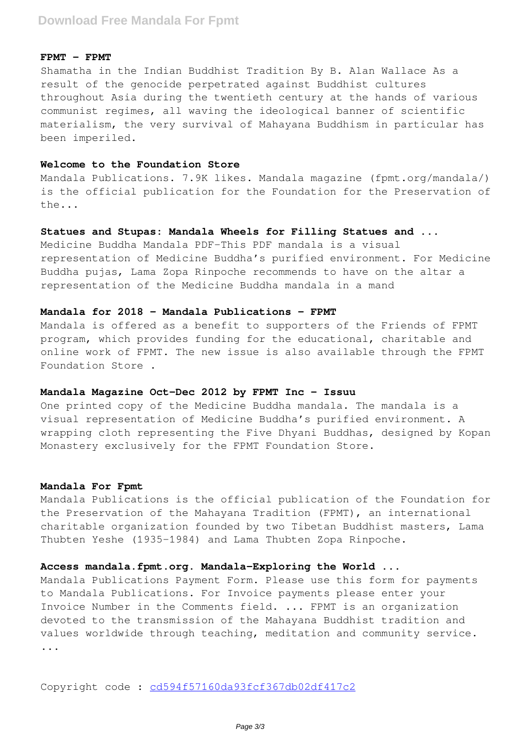#### FPMT - FPMT

Shamatha in the Indian Buddhist Tradition By B. Alan Wallace As a result of the genocide perpetrated against Buddhist cultures throughout Asia during the twentieth century at the hands of various communist regimes, all waving the ideological banner of scientific materialism, the very survival of Mahayana Buddhism in particular has been imperiled.

#### Welcome to the Foundation Store

Mandala Publications. 7.9K likes. Mandala magazine (fpmt.org/mandala/) is the official publication for the Foundation for the Preservation of the...

#### Statues and Stupas: Mandala Wheels for Filling Statues and ...

Medicine Buddha Mandala PDF-This PDF mandala is a visual representation of Medicine Buddha's purified environment. For Medicine Buddha pujas, Lama Zopa Rinpoche recommends to have on the altar a representation of the Medicine Buddha mandala in a mand

#### Mandala for 2018 - Mandala Publications - FPMT

Mandala is offered as a benefit to supporters of the Friends of FPMT program, which provides funding for the educational, charitable and online work of FPMT. The new issue is also available through the FPMT Foundation Store .

#### Mandala Magazine Oct-Dec 2012 by FPMT Inc - Issuu

One printed copy of the Medicine Buddha mandala. The mandala is a visual representation of Medicine Buddha's purified environment. A wrapping cloth representing the Five Dhyani Buddhas, designed by Kopan Monastery exclusively for the FPMT Foundation Store.

#### Mandala For Fpmt

Mandala Publications is the official publication of the Foundation for the Preservation of the Mahayana Tradition (FPMT), an international charitable organization founded by two Tibetan Buddhist masters, Lama Thubten Yeshe (1935-1984) and Lama Thubten Zopa Rinpoche.

#### Access mandala.fpmt.org. Mandala-Exploring the World ...

Mandala Publications Payment Form. Please use this form for payments to Mandala Publications. For Invoice payments please enter your Invoice Number in the Comments field. ... FPMT is an organization devoted to the transmission of the Mahayana Buddhist tradition and values worldwide through teaching, meditation and community service. ...

Copyright code : cd594f57160da93fcf367db02df417c2